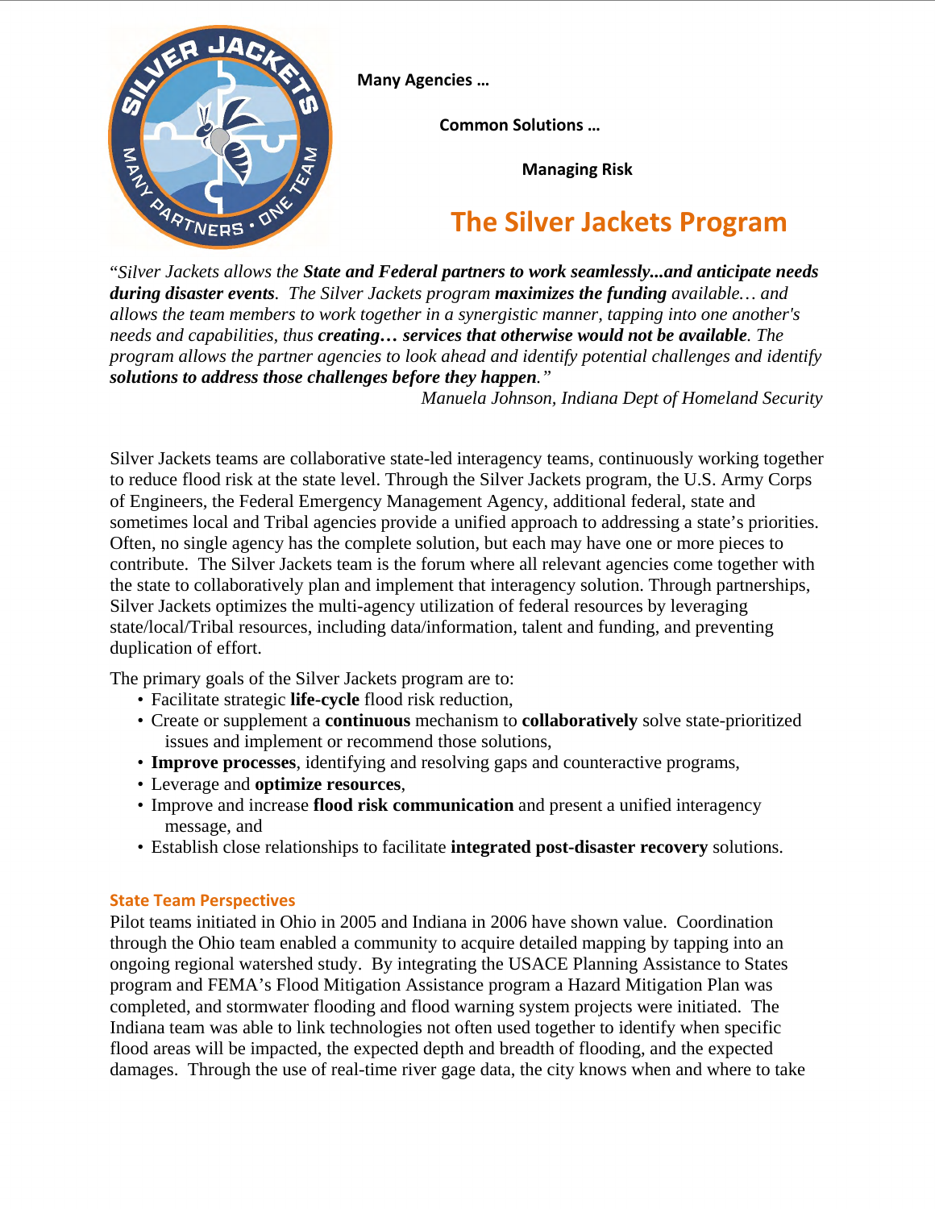**Many Agencies …**

**Common Solutions …**

**Managing Risk**

# The Silver Jackets Program

"*Silver Jackets allows the* ***State and Federal partners to work seamlessly...and anticipate needs during disaster events****. The Silver Jackets program* ***maximizes the funding*** *available… and allows the team members to work together in a synergistic manner, tapping into one another's needs and capabilities, thus* ***creating… services that otherwise would not be available****. The program allows the partner agencies to look ahead and identify potential challenges and identify* ***solutions to address those challenges before they happen****."*

*Manuela Johnson, Indiana Dept of Homeland Security*

Silver Jackets teams are collaborative state-led interagency teams, continuously working together to reduce flood risk at the state level. Through the Silver Jackets program, the U.S. Army Corps of Engineers, the Federal Emergency Management Agency, additional federal, state and sometimes local and Tribal agencies provide a unified approach to addressing a state's priorities. Often, no single agency has the complete solution, but each may have one or more pieces to contribute. The Silver Jackets team is the forum where all relevant agencies come together with the state to collaboratively plan and implement that interagency solution. Through partnerships, Silver Jackets optimizes the multi-agency utilization of federal resources by leveraging state/local/Tribal resources, including data/information, talent and funding, and preventing duplication of effort.

The primary goals of the Silver Jackets program are to:

- Facilitate strategic **life-cycle** flood risk reduction,
- Create or supplement a **continuous** mechanism to **collaboratively** solve state-prioritized issues and implement or recommend those solutions,
- **Improve processes**, identifying and resolving gaps and counteractive programs,
- Leverage and **optimize resources**,
- Improve and increase **flood risk communication** and present a unified interagency message, and
- Establish close relationships to facilitate **integrated post-disaster recovery** solutions.

## State Team Perspectives

Pilot teams initiated in Ohio in 2005 and Indiana in 2006 have shown value. Coordination through the Ohio team enabled a community to acquire detailed mapping by tapping into an ongoing regional watershed study. By integrating the USACE Planning Assistance to States program and FEMA's Flood Mitigation Assistance program a Hazard Mitigation Plan was completed, and stormwater flooding and flood warning system projects were initiated. The Indiana team was able to link technologies not often used together to identify when specific flood areas will be impacted, the expected depth and breadth of flooding, and the expected damages. Through the use of real-time river gage data, the city knows when and where to take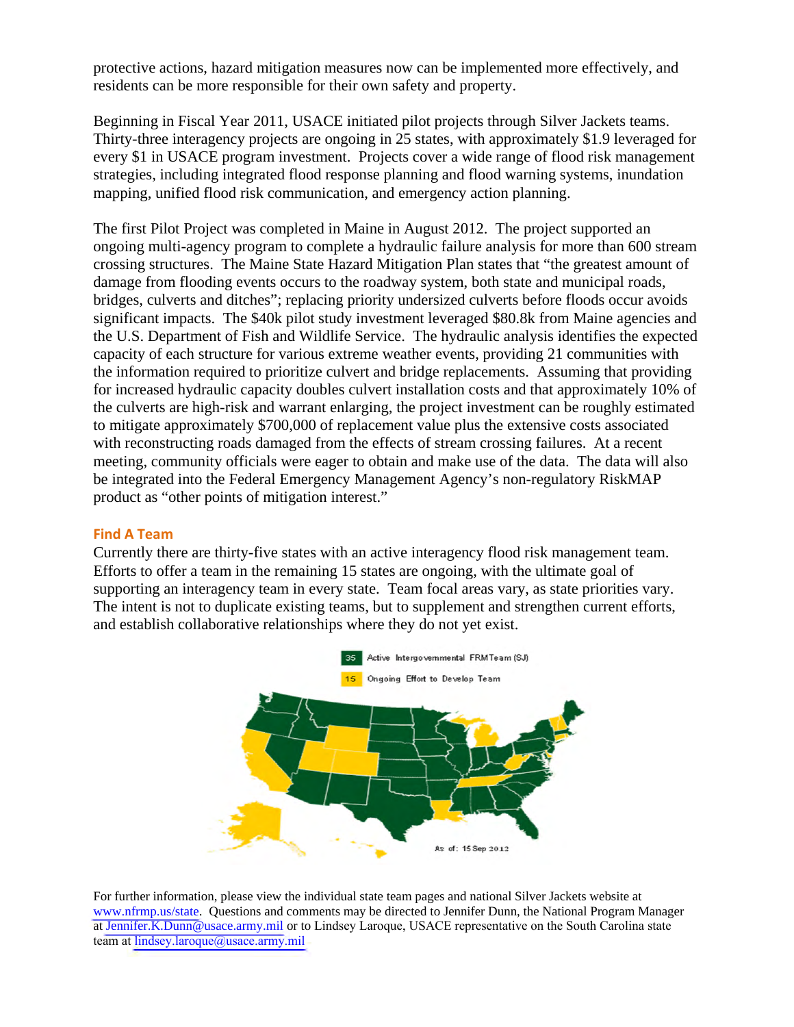protective actions, hazard mitigation measures now can be implemented more effectively, and residents can be more responsible for their own safety and property.

Beginning in Fiscal Year 2011, USACE initiated pilot projects through Silver Jackets teams. Thirty-three interagency projects are ongoing in 25 states, with approximately $1.9 leveraged for every $1 in USACE program investment. Projects cover a wide range of flood risk management strategies, including integrated flood response planning and flood warning systems, inundation mapping, unified flood risk communication, and emergency action planning.

The first Pilot Project was completed in Maine in August 2012. The project supported an ongoing multi-agency program to complete a hydraulic failure analysis for more than 600 stream crossing structures. The Maine State Hazard Mitigation Plan states that "the greatest amount of damage from flooding events occurs to the roadway system, both state and municipal roads, bridges, culverts and ditches"; replacing priority undersized culverts before floods occur avoids significant impacts. The $40k pilot study investment leveraged $80.8k from Maine agencies and the U.S. Department of Fish and Wildlife Service. The hydraulic analysis identifies the expected capacity of each structure for various extreme weather events, providing 21 communities with the information required to prioritize culvert and bridge replacements. Assuming that providing for increased hydraulic capacity doubles culvert installation costs and that approximately 10% of the culverts are high-risk and warrant enlarging, the project investment can be roughly estimated to mitigate approximately $700,000 of replacement value plus the extensive costs associated with reconstructing roads damaged from the effects of stream crossing failures. At a recent meeting, community officials were eager to obtain and make use of the data. The data will also be integrated into the Federal Emergency Management Agency's non-regulatory RiskMAP product as "other points of mitigation interest."

## Find A Team

Currently there are thirty-five states with an active interagency flood risk management team. Efforts to offer a team in the remaining 15 states are ongoing, with the ultimate goal of supporting an interagency team in every state. Team focal areas vary, as state priorities vary. The intent is not to duplicate existing teams, but to supplement and strengthen current efforts, and establish collaborative relationships where they do not yet exist.

35 Active Intergovernmental FRM Team (SJ)

15 Ongoing Effort to Develop Team

As of: 15 Sep 2012

For further information, please view the individual state team pages and national Silver Jackets website at www.nfrmp.us/state. Questions and comments may be directed to Jennifer Dunn, the National Program Manager at Jennifer.K.Dunn@usace.army.mil or to Lindsey Laroque, USACE representative on the South Carolina state team at lindsey.laroque@usace.army.mil